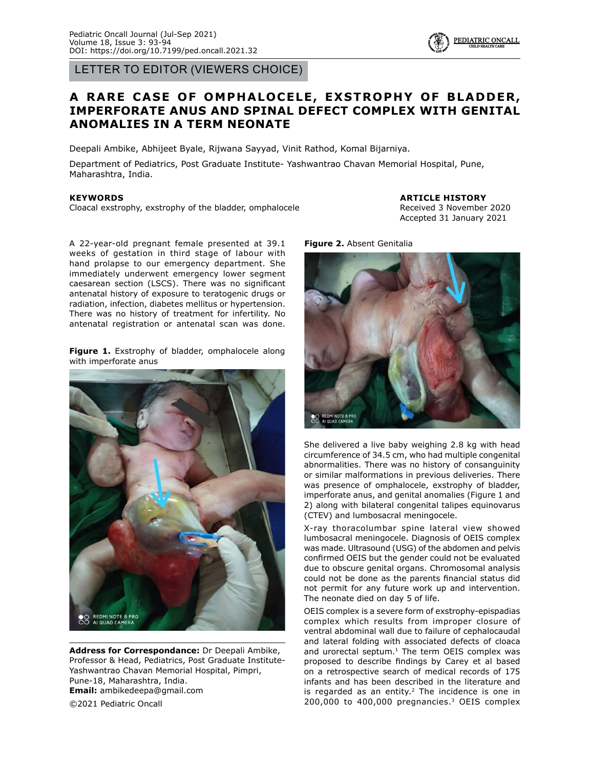LETTER TO EDITOR (VIEWERS CHOICE)

# A RARE CASE OF OMPHALOCELE, EXSTROPHY OF BLADDER, IMPERFORATE ANUS AND SPINAL DEFECT COMPLEX WITH GENITAL ANOMALIES IN A TERM NEONATE

Deepali Ambike, Abhijeet Byale, Rijwana Sayyad, Vinit Rathod, Komal Bijarniya.

Department of Pediatrics, Post Graduate Institute- Yashwantrao Chavan Memorial Hospital, Pune, Maharashtra, India.

**KEYWORDS**

Cloacal exstrophy, exstrophy of the bladder, omphalocele

**ARTICLE HISTORY**

Received 3 November 2020
Accepted 31 January 2021

A 22-year-old pregnant female presented at 39.1 weeks of gestation in third stage of labour with hand prolapse to our emergency department. She immediately underwent emergency lower segment caesarean section (LSCS). There was no significant antenatal history of exposure to teratogenic drugs or radiation, infection, diabetes mellitus or hypertension. There was no history of treatment for infertility. No antenatal registration or antenatal scan was done.

**Figure 1.** Exstrophy of bladder, omphalocele along with imperforate anus

**Figure 2.** Absent Genitalia

She delivered a live baby weighing 2.8 kg with head circumference of 34.5 cm, who had multiple congenital abnormalities. There was no history of consanguinity or similar malformations in previous deliveries. There was presence of omphalocele, exstrophy of bladder, imperforate anus, and genital anomalies (Figure 1 and 2) along with bilateral congenital talipes equinovarus (CTEV) and lumbosacral meningocele.

X-ray thoracolumbar spine lateral view showed lumbosacral meningocele. Diagnosis of OEIS complex was made. Ultrasound (USG) of the abdomen and pelvis confirmed OEIS but the gender could not be evaluated due to obscure genital organs. Chromosomal analysis could not be done as the parents financial status did not permit for any future work up and intervention. The neonate died on day 5 of life.

OEIS complex is a severe form of exstrophy-epispadias complex which results from improper closure of ventral abdominal wall due to failure of cephalocaudal and lateral folding with associated defects of cloaca and urorectal septum.[1] The term OEIS complex was proposed to describe findings by Carey et al based on a retrospective search of medical records of 175 infants and has been described in the literature and is regarded as an entity.[2] The incidence is one in 200,000 to 400,000 pregnancies.[3] OEIS complex

**Address for Correspondance:** Dr Deepali Ambike, Professor & Head, Pediatrics, Post Graduate Institute-Yashwantrao Chavan Memorial Hospital, Pimpri, Pune-18, Maharashtra, India.
**Email:** ambikedeepa@gmail.com

©2021 Pediatric Oncall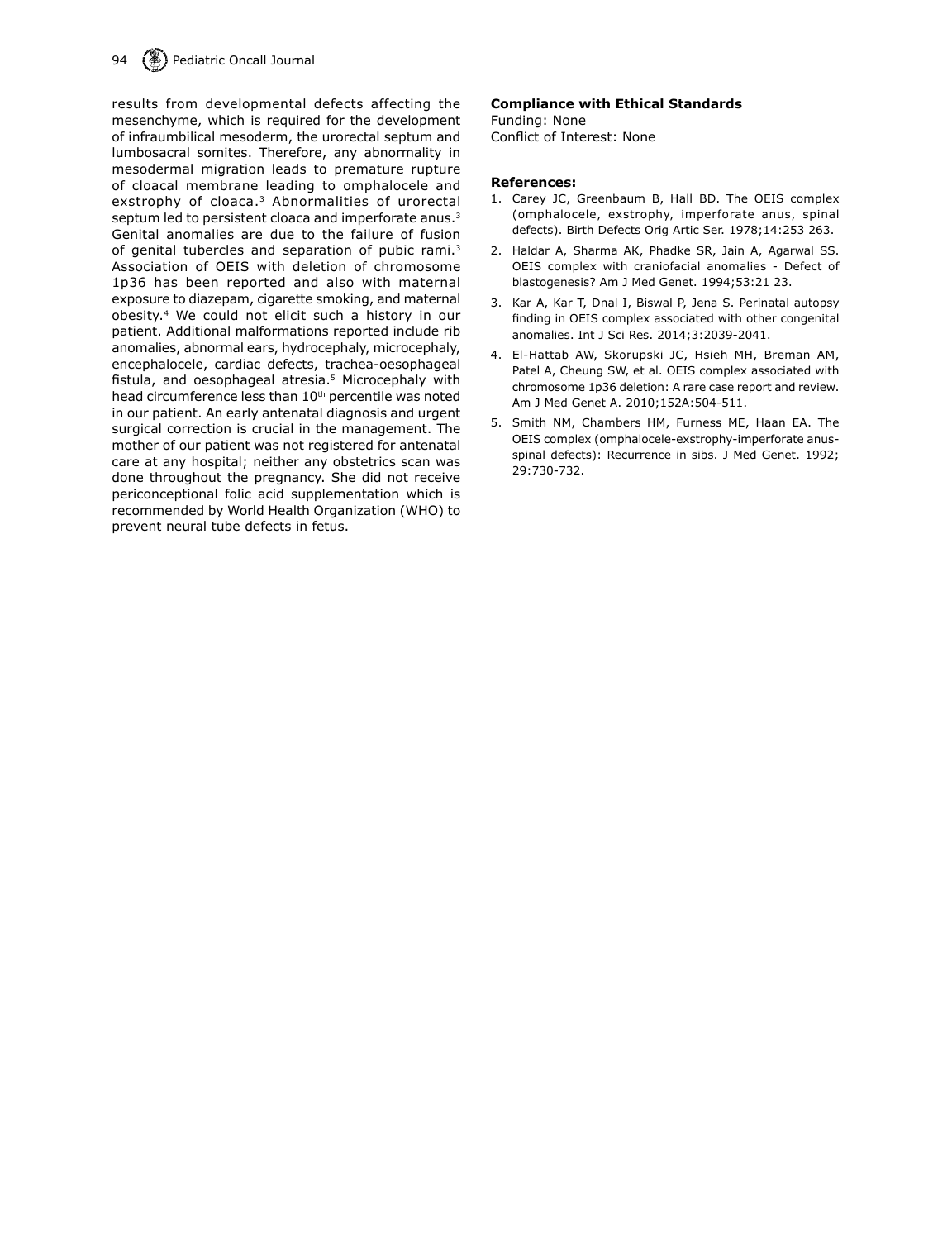results from developmental defects affecting the mesenchyme, which is required for the development of infraumbilical mesoderm, the urorectal septum and lumbosacral somites. Therefore, any abnormality in mesodermal migration leads to premature rupture of cloacal membrane leading to omphalocele and exstrophy of cloaca.[3] Abnormalities of urorectal septum led to persistent cloaca and imperforate anus.[3] Genital anomalies are due to the failure of fusion of genital tubercles and separation of pubic rami.[3] Association of OEIS with deletion of chromosome 1p36 has been reported and also with maternal exposure to diazepam, cigarette smoking, and maternal obesity.[4] We could not elicit such a history in our patient. Additional malformations reported include rib anomalies, abnormal ears, hydrocephaly, microcephaly, encephalocele, cardiac defects, trachea-oesophageal fistula, and oesophageal atresia.[5] Microcephaly with head circumference less than 10$^{th}$ percentile was noted in our patient. An early antenatal diagnosis and urgent surgical correction is crucial in the management. The mother of our patient was not registered for antenatal care at any hospital; neither any obstetrics scan was done throughout the pregnancy. She did not receive periconceptional folic acid supplementation which is recommended by World Health Organization (WHO) to prevent neural tube defects in fetus.

**Compliance with Ethical Standards**

Funding: None

Conflict of Interest: None

**References:**

1. Carey JC, Greenbaum B, Hall BD. The OEIS complex (omphalocele, exstrophy, imperforate anus, spinal defects). Birth Defects Orig Artic Ser. 1978;14:253 263.
2. Haldar A, Sharma AK, Phadke SR, Jain A, Agarwal SS. OEIS complex with craniofacial anomalies - Defect of blastogenesis? Am J Med Genet. 1994;53:21 23.
3. Kar A, Kar T, Dnal I, Biswal P, Jena S. Perinatal autopsy finding in OEIS complex associated with other congenital anomalies. Int J Sci Res. 2014;3:2039-2041.
4. El-Hattab AW, Skorupski JC, Hsieh MH, Breman AM, Patel A, Cheung SW, et al. OEIS complex associated with chromosome 1p36 deletion: A rare case report and review. Am J Med Genet A. 2010;152A:504-511.
5. Smith NM, Chambers HM, Furness ME, Haan EA. The OEIS complex (omphalocele-exstrophy-imperforate anus-spinal defects): Recurrence in sibs. J Med Genet. 1992; 29:730-732.